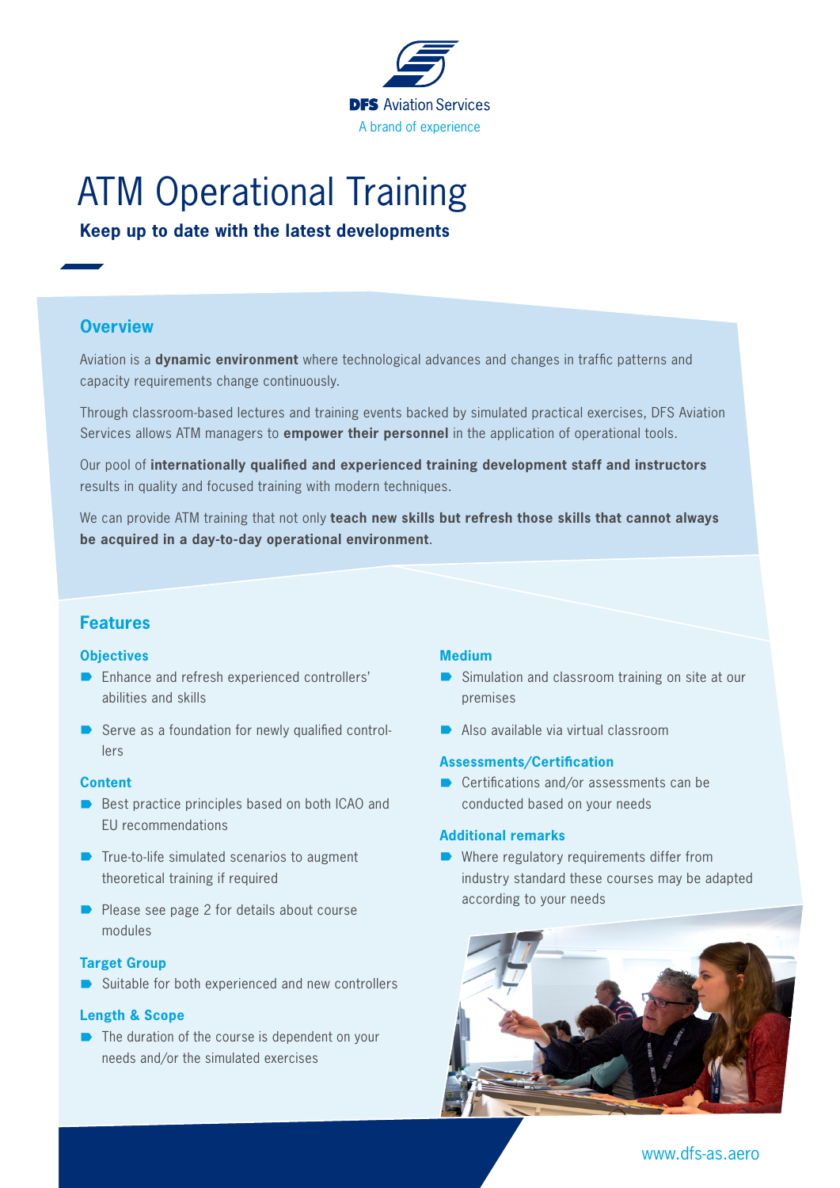DFS Aviation Services

A brand of experience

# ATM Operational Training

**Keep up to date with the latest developments**

## Overview

Aviation is a **dynamic environment** where technological advances and changes in traffic patterns and capacity requirements change continuously.

Through classroom-based lectures and training events backed by simulated practical exercises, DFS Aviation Services allows ATM managers to **empower their personnel** in the application of operational tools.

Our pool of **internationally qualified and experienced training development staff and instructors** results in quality and focused training with modern techniques.

We can provide ATM training that not only **teach new skills but refresh those skills that cannot always be acquired in a day-to-day operational environment**.

## Features

### Objectives

- Enhance and refresh experienced controllers' abilities and skills
- Serve as a foundation for newly qualified controllers

### Content

- Best practice principles based on both ICAO and EU recommendations
- True-to-life simulated scenarios to augment theoretical training if required
- Please see page 2 for details about course modules

### Target Group

- Suitable for both experienced and new controllers

### Length & Scope

- The duration of the course is dependent on your needs and/or the simulated exercises

### Medium

- Simulation and classroom training on site at our premises
- Also available via virtual classroom

### Assessments/Certification

- Certifications and/or assessments can be conducted based on your needs

### Additional remarks

- Where regulatory requirements differ from industry standard these courses may be adapted according to your needs

www.dfs-as.aero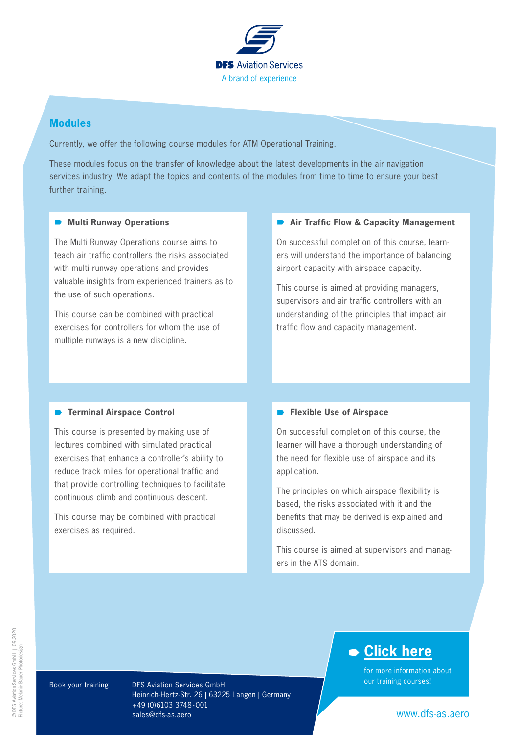**DFS** Aviation Services

A brand of experience

## Modules

Currently, we offer the following course modules for ATM Operational Training.

These modules focus on the transfer of knowledge about the latest developments in the air navigation services industry. We adapt the topics and contents of the modules from time to time to ensure your best further training.

### Multi Runway Operations

The Multi Runway Operations course aims to teach air traffic controllers the risks associated with multi runway operations and provides valuable insights from experienced trainers as to the use of such operations.

This course can be combined with practical exercises for controllers for whom the use of multiple runways is a new discipline.

### Air Traffic Flow & Capacity Management

On successful completion of this course, learners will understand the importance of balancing airport capacity with airspace capacity.

This course is aimed at providing managers, supervisors and air traffic controllers with an understanding of the principles that impact air traffic flow and capacity management.

### Terminal Airspace Control

This course is presented by making use of lectures combined with simulated practical exercises that enhance a controller's ability to reduce track miles for operational traffic and that provide controlling techniques to facilitate continuous climb and continuous descent.

This course may be combined with practical exercises as required.

### Flexible Use of Airspace

On successful completion of this course, the learner will have a thorough understanding of the need for flexible use of airspace and its application.

The principles on which airspace flexibility is based, the risks associated with it and the benefits that may be derived is explained and discussed.

This course is aimed at supervisors and managers in the ATS domain.

**Click here**

for more information about our training courses!

Book your training

DFS Aviation Services GmbH
Heinrich-Hertz-Str. 26 | 63225 Langen | Germany
+49 (0)6103 3748-001
sales@dfs-as.aero

www.dfs-as.aero

© DFS Aviation Services GmbH | 09.2020
Picture: Melanie Bauer Photodesign